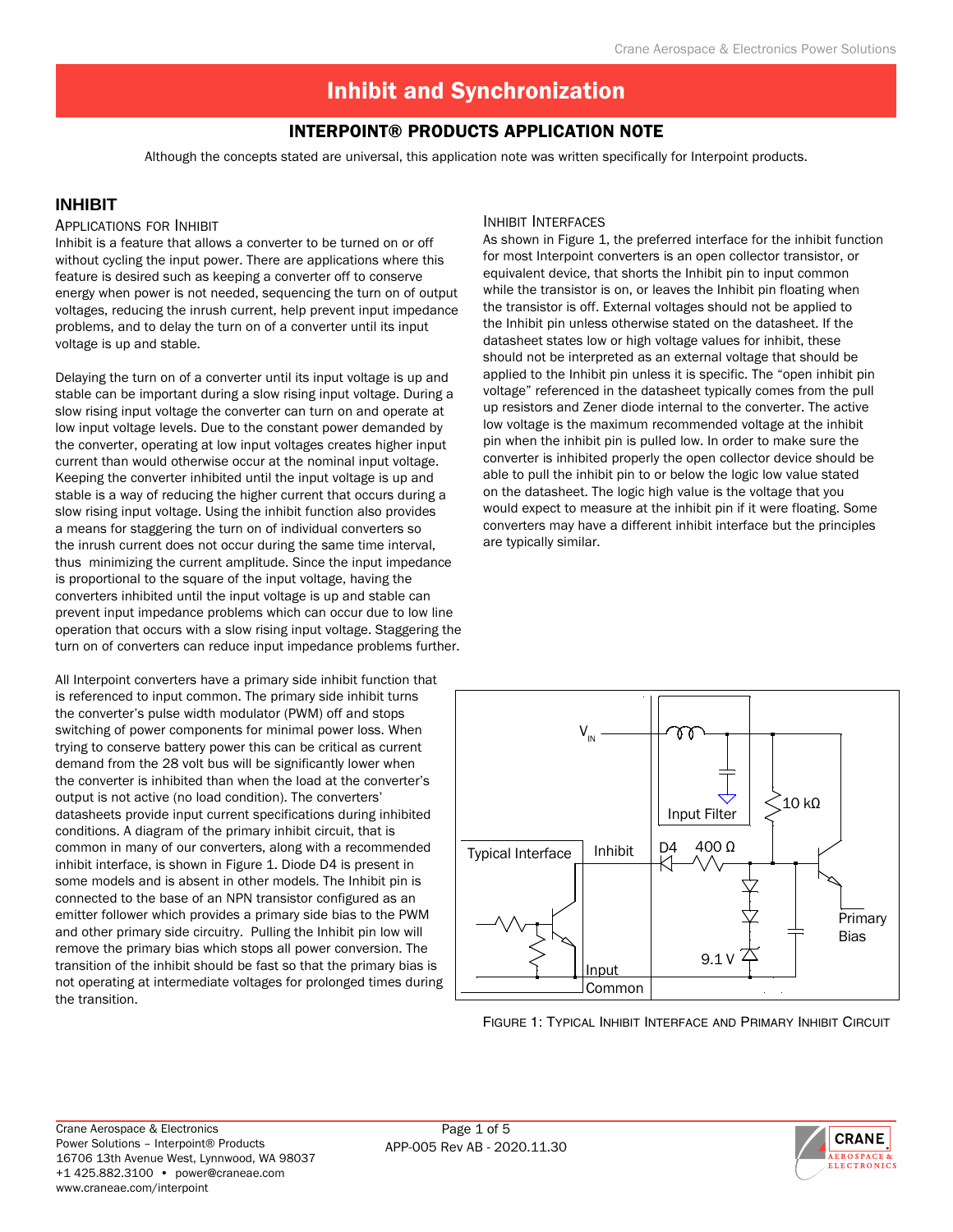# Inhibit and Synchronization

## INTERPOINT® PRODUCTS APPLICATION NOTE

Although the concepts stated are universal, this application note was written specifically for Interpoint products.

## INHIBIT

### Applications for Inhibit

Inhibit is a feature that allows a converter to be turned on or off without cycling the input power. There are applications where this feature is desired such as keeping a converter off to conserve energy when power is not needed, sequencing the turn on of output voltages, reducing the inrush current, help prevent input impedance problems, and to delay the turn on of a converter until its input voltage is up and stable.

Delaying the turn on of a converter until its input voltage is up and stable can be important during a slow rising input voltage. During a slow rising input voltage the converter can turn on and operate at low input voltage levels. Due to the constant power demanded by the converter, operating at low input voltages creates higher input current than would otherwise occur at the nominal input voltage. Keeping the converter inhibited until the input voltage is up and stable is a way of reducing the higher current that occurs during a slow rising input voltage. Using the inhibit function also provides a means for staggering the turn on of individual converters so the inrush current does not occur during the same time interval, thus minimizing the current amplitude. Since the input impedance is proportional to the square of the input voltage, having the converters inhibited until the input voltage is up and stable can prevent input impedance problems which can occur due to low line operation that occurs with a slow rising input voltage. Staggering the turn on of converters can reduce input impedance problems further.

All Interpoint converters have a primary side inhibit function that is referenced to input common. The primary side inhibit turns the converter's pulse width modulator (PWM) off and stops switching of power components for minimal power loss. When trying to conserve battery power this can be critical as current demand from the 28 volt bus will be significantly lower when the converter is inhibited than when the load at the converter's output is not active (no load condition). The converters' datasheets provide input current specifications during inhibited conditions. A diagram of the primary inhibit circuit, that is common in many of our converters, along with a recommended inhibit interface, is shown in Figure 1. Diode D4 is present in some models and is absent in other models. The Inhibit pin is connected to the base of an NPN transistor configured as an emitter follower which provides a primary side bias to the PWM and other primary side circuitry. Pulling the Inhibit pin low will remove the primary bias which stops all power conversion. The transition of the inhibit should be fast so that the primary bias is not operating at intermediate voltages for prolonged times during the transition.

### Inhibit Interfaces

As shown in Figure 1, the preferred interface for the inhibit function for most Interpoint converters is an open collector transistor, or equivalent device, that shorts the Inhibit pin to input common while the transistor is on, or leaves the Inhibit pin floating when the transistor is off. External voltages should not be applied to the Inhibit pin unless otherwise stated on the datasheet. If the datasheet states low or high voltage values for inhibit, these should not be interpreted as an external voltage that should be applied to the Inhibit pin unless it is specific. The "open inhibit pin voltage" referenced in the datasheet typically comes from the pull up resistors and Zener diode internal to the converter. The active low voltage is the maximum recommended voltage at the inhibit pin when the inhibit pin is pulled low. In order to make sure the converter is inhibited properly the open collector device should be able to pull the inhibit pin to or below the logic low value stated on the datasheet. The logic high value is the voltage that you would expect to measure at the inhibit pin if it were floating. Some converters may have a different inhibit interface but the principles are typically similar.

Figure 1: Typical Inhibit Interface and Primary Inhibit Circuit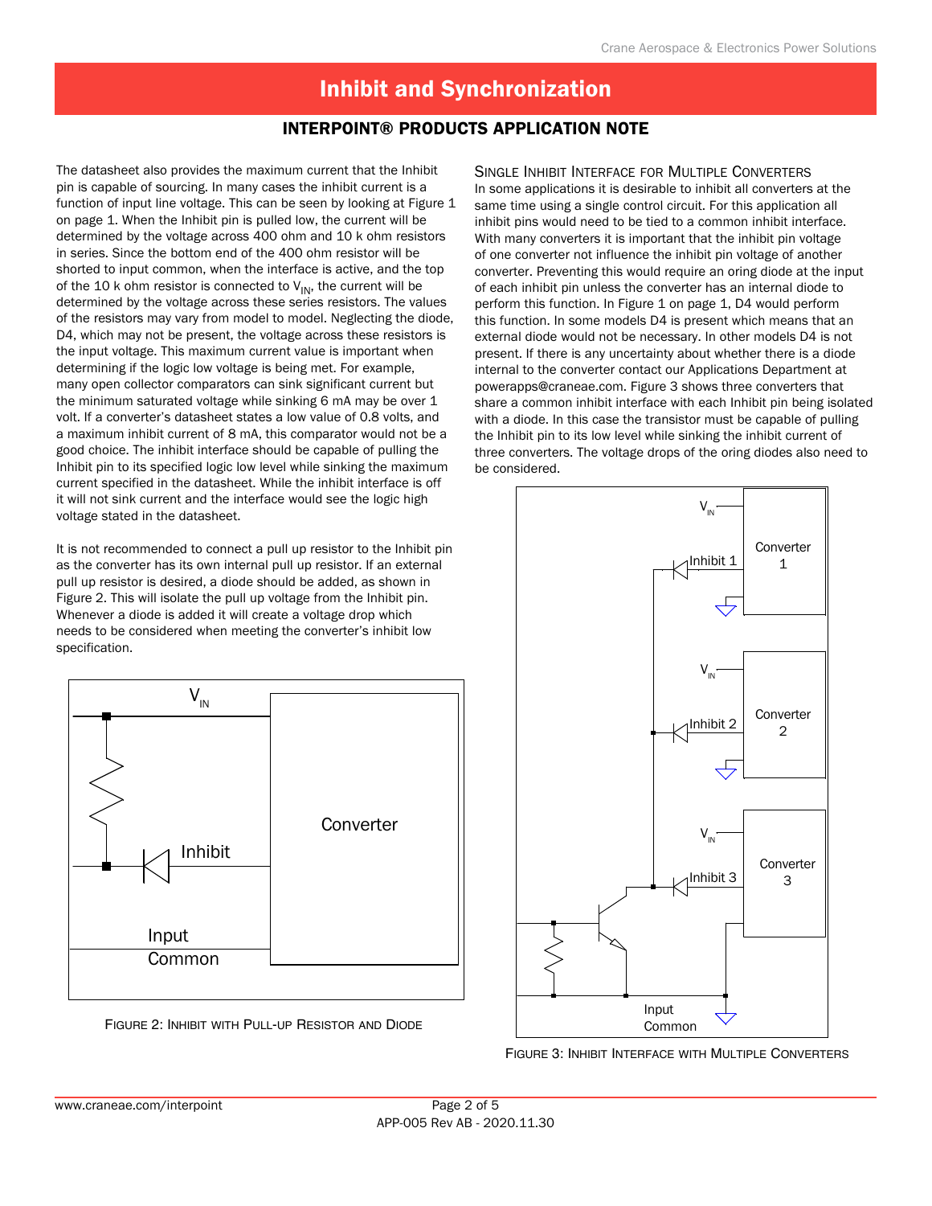The datasheet also provides the maximum current that the Inhibit pin is capable of sourcing. In many cases the inhibit current is a function of input line voltage. This can be seen by looking at Figure 1 on page 1. When the Inhibit pin is pulled low, the current will be determined by the voltage across 400 ohm and 10 k ohm resistors in series. Since the bottom end of the 400 ohm resistor will be shorted to input common, when the interface is active, and the top of the 10 k ohm resistor is connected to $V_{IN}$, the current will be determined by the voltage across these series resistors. The values of the resistors may vary from model to model. Neglecting the diode, D4, which may not be present, the voltage across these resistors is the input voltage. This maximum current value is important when determining if the logic low voltage is being met. For example, many open collector comparators can sink significant current but the minimum saturated voltage while sinking 6 mA may be over 1 volt. If a converter's datasheet states a low value of 0.8 volts, and a maximum inhibit current of 8 mA, this comparator would not be a good choice. The inhibit interface should be capable of pulling the Inhibit pin to its specified logic low level while sinking the maximum current specified in the datasheet. While the inhibit interface is off it will not sink current and the interface would see the logic high voltage stated in the datasheet.

It is not recommended to connect a pull up resistor to the Inhibit pin as the converter has its own internal pull up resistor. If an external pull up resistor is desired, a diode should be added, as shown in Figure 2. This will isolate the pull up voltage from the Inhibit pin. Whenever a diode is added it will create a voltage drop which needs to be considered when meeting the converter's inhibit low specification.

Figure 2: Inhibit with Pull-up Resistor and Diode

### Single Inhibit Interface for Multiple Converters

In some applications it is desirable to inhibit all converters at the same time using a single control circuit. For this application all inhibit pins would need to be tied to a common inhibit interface. With many converters it is important that the inhibit pin voltage of one converter not influence the inhibit pin voltage of another converter. Preventing this would require an oring diode at the input of each inhibit pin unless the converter has an internal diode to perform this function. In Figure 1 on page 1, D4 would perform this function. In some models D4 is present which means that an external diode would not be necessary. In other models D4 is not present. If there is any uncertainty about whether there is a diode internal to the converter contact our Applications Department at powerapps@craneae.com. Figure 3 shows three converters that share a common inhibit interface with each Inhibit pin being isolated with a diode. In this case the transistor must be capable of pulling the Inhibit pin to its low level while sinking the inhibit current of three converters. The voltage drops of the oring diodes also need to be considered.

Figure 3: Inhibit Interface with Multiple Converters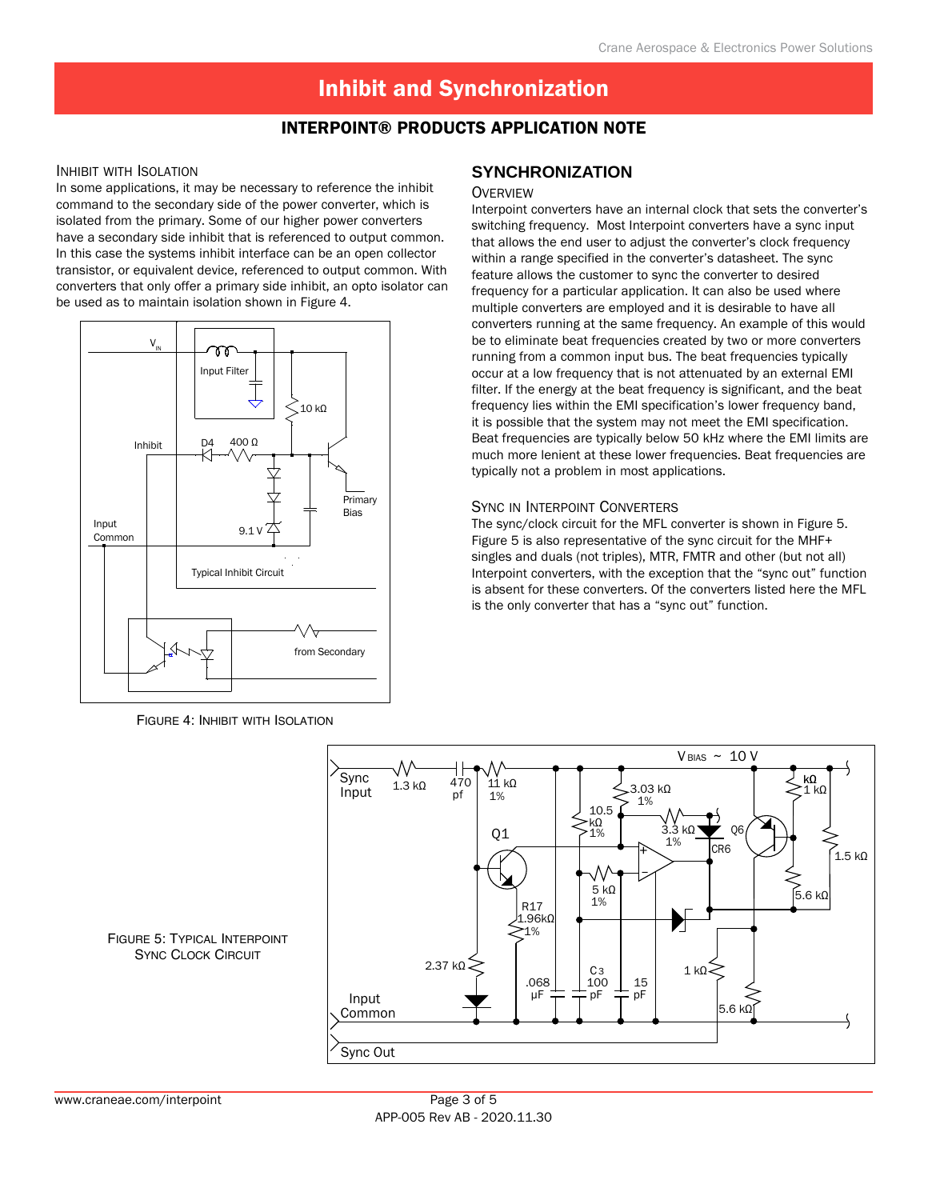# Inhibit and Synchronization

## INTERPOINT® PRODUCTS APPLICATION NOTE

### Inhibit with Isolation

In some applications, it may be necessary to reference the inhibit command to the secondary side of the power converter, which is isolated from the primary. Some of our higher power converters have a secondary side inhibit that is referenced to output common. In this case the systems inhibit interface can be an open collector transistor, or equivalent device, referenced to output common. With converters that only offer a primary side inhibit, an opto isolator can be used as to maintain isolation shown in Figure 4.

Figure 4: Inhibit with Isolation

## SYNCHRONIZATION

### Overview

Interpoint converters have an internal clock that sets the converter's switching frequency. Most Interpoint converters have a sync input that allows the end user to adjust the converter's clock frequency within a range specified in the converter's datasheet. The sync feature allows the customer to sync the converter to desired frequency for a particular application. It can also be used where multiple converters are employed and it is desirable to have all converters running at the same frequency. An example of this would be to eliminate beat frequencies created by two or more converters running from a common input bus. The beat frequencies typically occur at a low frequency that is not attenuated by an external EMI filter. If the energy at the beat frequency is significant, and the beat frequency lies within the EMI specification's lower frequency band, it is possible that the system may not meet the EMI specification. Beat frequencies are typically below 50 kHz where the EMI limits are much more lenient at these lower frequencies. Beat frequencies are typically not a problem in most applications.

### Sync in Interpoint Converters

The sync/clock circuit for the MFL converter is shown in Figure 5. Figure 5 is also representative of the sync circuit for the MHF+ singles and duals (not triples), MTR, FMTR and other (but not all) Interpoint converters, with the exception that the "sync out" function is absent for these converters. Of the converters listed here the MFL is the only converter that has a "sync out" function.

Figure 5: Typical Interpoint Sync Clock Circuit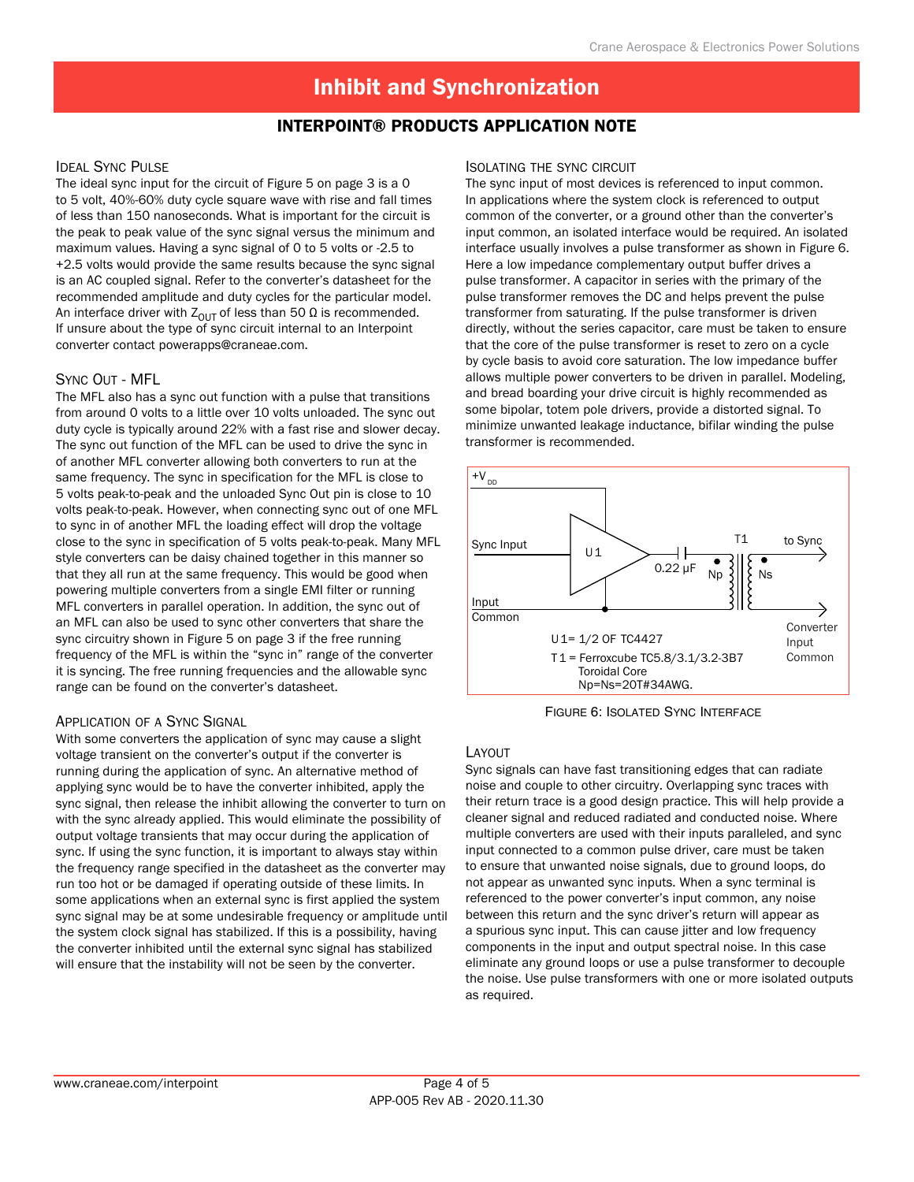# Inhibit and Synchronization

## INTERPOINT® PRODUCTS APPLICATION NOTE

### Ideal Sync Pulse

The ideal sync input for the circuit of Figure 5 on page 3 is a 0 to 5 volt, 40%-60% duty cycle square wave with rise and fall times of less than 150 nanoseconds. What is important for the circuit is the peak to peak value of the sync signal versus the minimum and maximum values. Having a sync signal of 0 to 5 volts or -2.5 to +2.5 volts would provide the same results because the sync signal is an AC coupled signal. Refer to the converter's datasheet for the recommended amplitude and duty cycles for the particular model. An interface driver with $Z_{OUT}$ of less than 50 Ω is recommended. If unsure about the type of sync circuit internal to an Interpoint converter contact powerapps@craneae.com.

### Sync Out - MFL

The MFL also has a sync out function with a pulse that transitions from around 0 volts to a little over 10 volts unloaded. The sync out duty cycle is typically around 22% with a fast rise and slower decay. The sync out function of the MFL can be used to drive the sync in of another MFL converter allowing both converters to run at the same frequency. The sync in specification for the MFL is close to 5 volts peak-to-peak and the unloaded Sync Out pin is close to 10 volts peak-to-peak. However, when connecting sync out of one MFL to sync in of another MFL the loading effect will drop the voltage close to the sync in specification of 5 volts peak-to-peak. Many MFL style converters can be daisy chained together in this manner so that they all run at the same frequency. This would be good when powering multiple converters from a single EMI filter or running MFL converters in parallel operation. In addition, the sync out of an MFL can also be used to sync other converters that share the sync circuitry shown in Figure 5 on page 3 if the free running frequency of the MFL is within the "sync in" range of the converter it is syncing. The free running frequencies and the allowable sync range can be found on the converter's datasheet.

### Application of a Sync Signal

With some converters the application of sync may cause a slight voltage transient on the converter's output if the converter is running during the application of sync. An alternative method of applying sync would be to have the converter inhibited, apply the sync signal, then release the inhibit allowing the converter to turn on with the sync already applied. This would eliminate the possibility of output voltage transients that may occur during the application of sync. If using the sync function, it is important to always stay within the frequency range specified in the datasheet as the converter may run too hot or be damaged if operating outside of these limits. In some applications when an external sync is first applied the system sync signal may be at some undesirable frequency or amplitude until the system clock signal has stabilized. If this is a possibility, having the converter inhibited until the external sync signal has stabilized will ensure that the instability will not be seen by the converter.

### Isolating the Sync Circuit

The sync input of most devices is referenced to input common. In applications where the system clock is referenced to output common of the converter, or a ground other than the converter's input common, an isolated interface would be required. An isolated interface usually involves a pulse transformer as shown in Figure 6. Here a low impedance complementary output buffer drives a pulse transformer. A capacitor in series with the primary of the pulse transformer removes the DC and helps prevent the pulse transformer from saturating. If the pulse transformer is driven directly, without the series capacitor, care must be taken to ensure that the core of the pulse transformer is reset to zero on a cycle by cycle basis to avoid core saturation. The low impedance buffer allows multiple power converters to be driven in parallel. Modeling, and bread boarding your drive circuit is highly recommended as some bipolar, totem pole drivers, provide a distorted signal. To minimize unwanted leakage inductance, bifilar winding the pulse transformer is recommended.

$+V_{DD}$

Sync Input — U1 — 0.22 µF — T1 (Np, Ns) — to Sync

Input Common — Converter Input Common

U1 = 1/2 OF TC4427

T1 = Ferroxcube TC5.8/3.1/3.2-3B7 Toroidal Core Np=Ns=20T#34AWG.

Figure 6: Isolated Sync Interface

### Layout

Sync signals can have fast transitioning edges that can radiate noise and couple to other circuitry. Overlapping sync traces with their return trace is a good design practice. This will help provide a cleaner signal and reduced radiated and conducted noise. Where multiple converters are used with their inputs paralleled, and sync input connected to a common pulse driver, care must be taken to ensure that unwanted noise signals, due to ground loops, do not appear as unwanted sync inputs. When a sync terminal is referenced to the power converter's input common, any noise between this return and the sync driver's return will appear as a spurious sync input. This can cause jitter and low frequency components in the input and output spectral noise. In this case eliminate any ground loops or use a pulse transformer to decouple the noise. Use pulse transformers with one or more isolated outputs as required.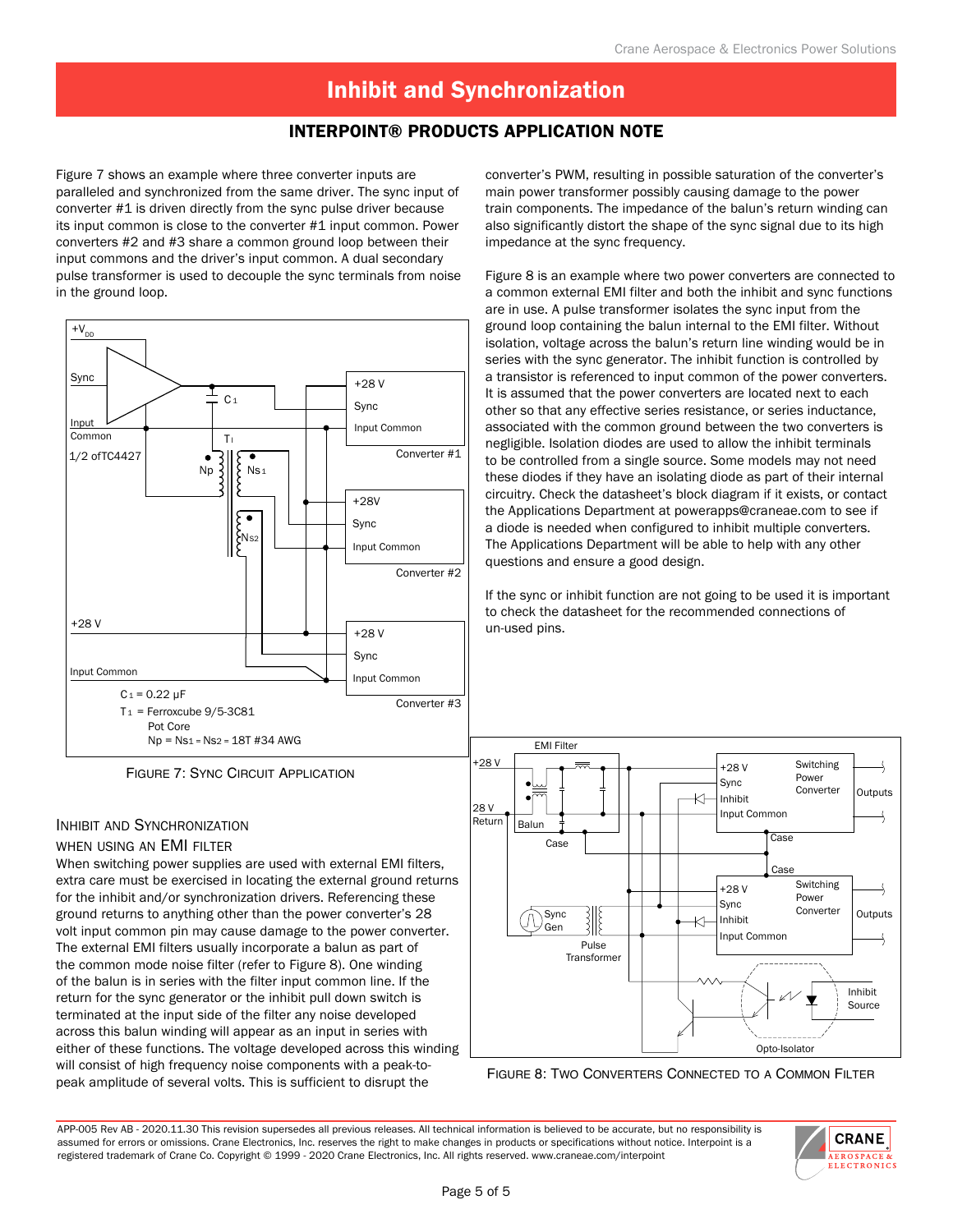Figure 7 shows an example where three converter inputs are paralleled and synchronized from the same driver. The sync input of converter #1 is driven directly from the sync pulse driver because its input common is close to the converter #1 input common. Power converters #2 and #3 share a common ground loop between their input commons and the driver's input common. A dual secondary pulse transformer is used to decouple the sync terminals from noise in the ground loop.

$+V_{DD}$

Sync

Input Common

1/2 of TC4427

$C_1$

$T_1$

Np

$N_{s1}$

$N_{s2}$

+28 V

Sync

Input Common

Converter #1

+28V

Sync

Input Common

Converter #2

+28 V

Input Common

+28 V

Sync

Input Common

Converter #3

$C_1 = 0.22\ \mu F$

$T_1$ = Ferroxcube 9/5-3C81 Pot Core

$Np = N_{s1} = N_{s2} = 18T$ #34 AWG

FIGURE 7: SYNC CIRCUIT APPLICATION

## INHIBIT AND SYNCHRONIZATION WHEN USING AN EMI FILTER

When switching power supplies are used with external EMI filters, extra care must be exercised in locating the external ground returns for the inhibit and/or synchronization drivers. Referencing these ground returns to anything other than the power converter's 28 volt input common pin may cause damage to the power converter. The external EMI filters usually incorporate a balun as part of the common mode noise filter (refer to Figure 8). One winding of the balun is in series with the filter input common line. If the return for the sync generator or the inhibit pull down switch is terminated at the input side of the filter any noise developed across this balun winding will appear as an input in series with either of these functions. The voltage developed across this winding will consist of high frequency noise components with a peak-to-peak amplitude of several volts. This is sufficient to disrupt the converter's PWM, resulting in possible saturation of the converter's main power transformer possibly causing damage to the power train components. The impedance of the balun's return winding can also significantly distort the shape of the sync signal due to its high impedance at the sync frequency.

Figure 8 is an example where two power converters are connected to a common external EMI filter and both the inhibit and sync functions are in use. A pulse transformer isolates the sync input from the ground loop containing the balun internal to the EMI filter. Without isolation, voltage across the balun's return line winding would be in series with the sync generator. The inhibit function is controlled by a transistor is referenced to input common of the power converters. It is assumed that the power converters are located next to each other so that any effective series resistance, or series inductance, associated with the common ground between the two converters is negligible. Isolation diodes are used to allow the inhibit terminals to be controlled from a single source. Some models may not need these diodes if they have an isolating diode as part of their internal circuitry. Check the datasheet's block diagram if it exists, or contact the Applications Department at powerapps@craneae.com to see if a diode is needed when configured to inhibit multiple converters. The Applications Department will be able to help with any other questions and ensure a good design.

If the sync or inhibit function are not going to be used it is important to check the datasheet for the recommended connections of un-used pins.

EMI Filter

+28 V

28 V Return

Balun

Case

+28 V

Sync

Inhibit

Input Common

Switching Power Converter

Outputs

Case

Case

+28 V

Sync

Inhibit

Input Common

Switching Power Converter

Outputs

Sync Gen

Pulse Transformer

Inhibit Source

Opto-Isolator

FIGURE 8: TWO CONVERTERS CONNECTED TO A COMMON FILTER

APP-005 Rev AB - 2020.11.30 This revision supersedes all previous releases. All technical information is believed to be accurate, but no responsibility is assumed for errors or omissions. Crane Electronics, Inc. reserves the right to make changes in products or specifications without notice. Interpoint is a registered trademark of Crane Co. Copyright © 1999 - 2020 Crane Electronics, Inc. All rights reserved. www.craneae.com/interpoint